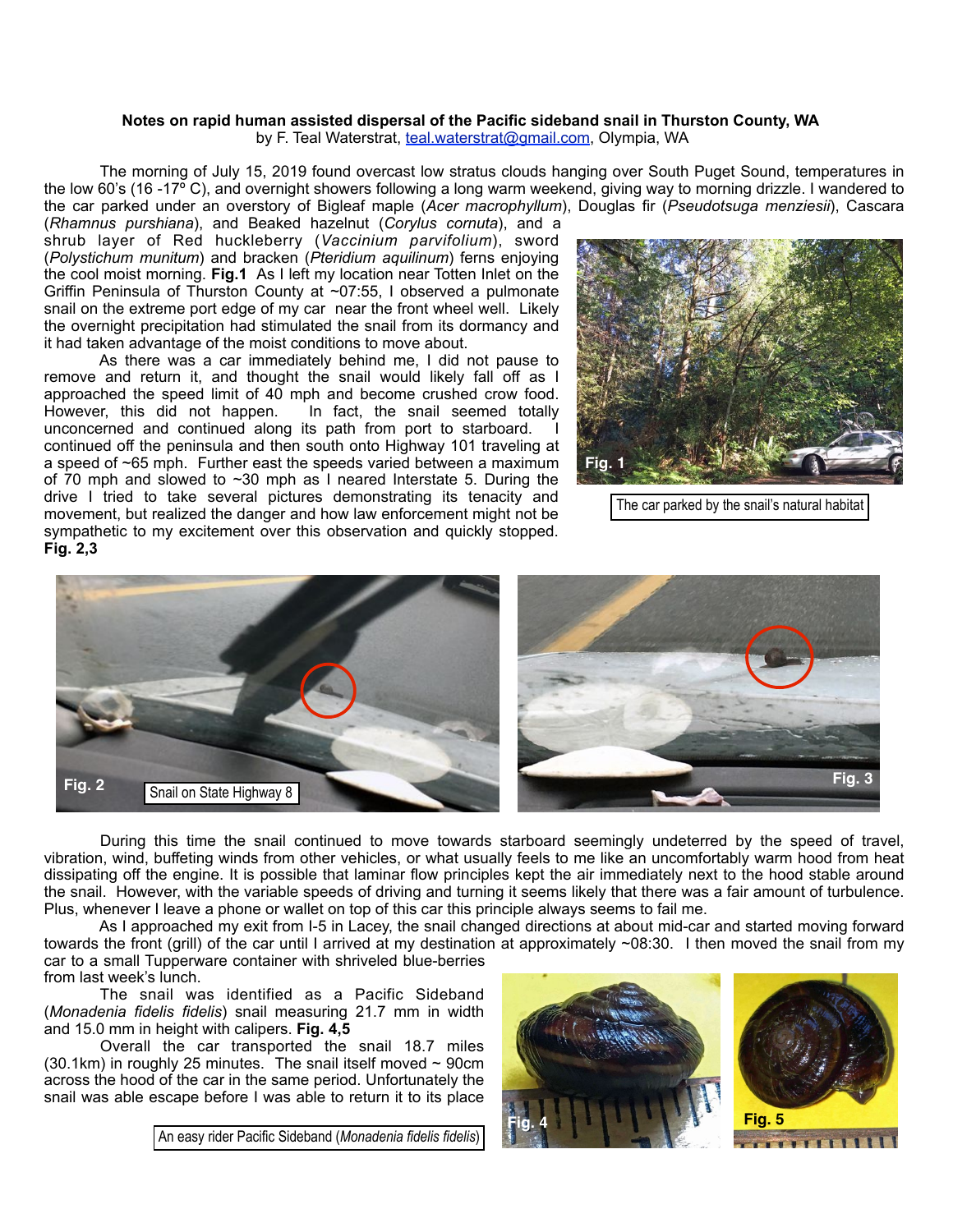**Notes on rapid human assisted dispersal of the Pacific sideband snail in Thurston County, WA**

by F. Teal Waterstrat, teal.waterstrat@gmail.com, Olympia, WA

The morning of July 15, 2019 found overcast low stratus clouds hanging over South Puget Sound, temperatures in the low 60's (16 -17º C), and overnight showers following a long warm weekend, giving way to morning drizzle. I wandered to the car parked under an overstory of Bigleaf maple (*Acer macrophyllum*), Douglas fir (*Pseudotsuga menziesii*), Cascara (*Rhamnus purshiana*), and Beaked hazelnut (*Corylus cornuta*), and a shrub layer of Red huckleberry (*Vaccinium parvifolium*), sword (*Polystichum munitum*) and bracken (*Pteridium aquilinum*) ferns enjoying the cool moist morning. **Fig.1** As I left my location near Totten Inlet on the Griffin Peninsula of Thurston County at ~07:55, I observed a pulmonate snail on the extreme port edge of my car near the front wheel well. Likely the overnight precipitation had stimulated the snail from its dormancy and it had taken advantage of the moist conditions to move about.

As there was a car immediately behind me, I did not pause to remove and return it, and thought the snail would likely fall off as I approached the speed limit of 40 mph and become crushed crow food. However, this did not happen. In fact, the snail seemed totally unconcerned and continued along its path from port to starboard. I continued off the peninsula and then south onto Highway 101 traveling at a speed of ~65 mph. Further east the speeds varied between a maximum of 70 mph and slowed to ~30 mph as I neared Interstate 5. During the drive I tried to take several pictures demonstrating its tenacity and movement, but realized the danger and how law enforcement might not be sympathetic to my excitement over this observation and quickly stopped. **Fig. 2,3**

Fig. 1 The car parked by the snail's natural habitat

Fig. 2 Snail on State Highway 8

Fig. 3

During this time the snail continued to move towards starboard seemingly undeterred by the speed of travel, vibration, wind, buffeting winds from other vehicles, or what usually feels to me like an uncomfortably warm hood from heat dissipating off the engine. It is possible that laminar flow principles kept the air immediately next to the hood stable around the snail. However, with the variable speeds of driving and turning it seems likely that there was a fair amount of turbulence. Plus, whenever I leave a phone or wallet on top of this car this principle always seems to fail me.

As I approached my exit from I-5 in Lacey, the snail changed directions at about mid-car and started moving forward towards the front (grill) of the car until I arrived at my destination at approximately ~08:30. I then moved the snail from my car to a small Tupperware container with shriveled blue-berries from last week's lunch.

The snail was identified as a Pacific Sideband (*Monadenia fidelis fidelis*) snail measuring 21.7 mm in width and 15.0 mm in height with calipers. **Fig. 4,5**

Overall the car transported the snail 18.7 miles (30.1km) in roughly 25 minutes. The snail itself moved ~ 90cm across the hood of the car in the same period. Unfortunately the snail was able escape before I was able to return it to its place

Fig. 4 Fig. 5 An easy rider Pacific Sideband (*Monadenia fidelis fidelis*)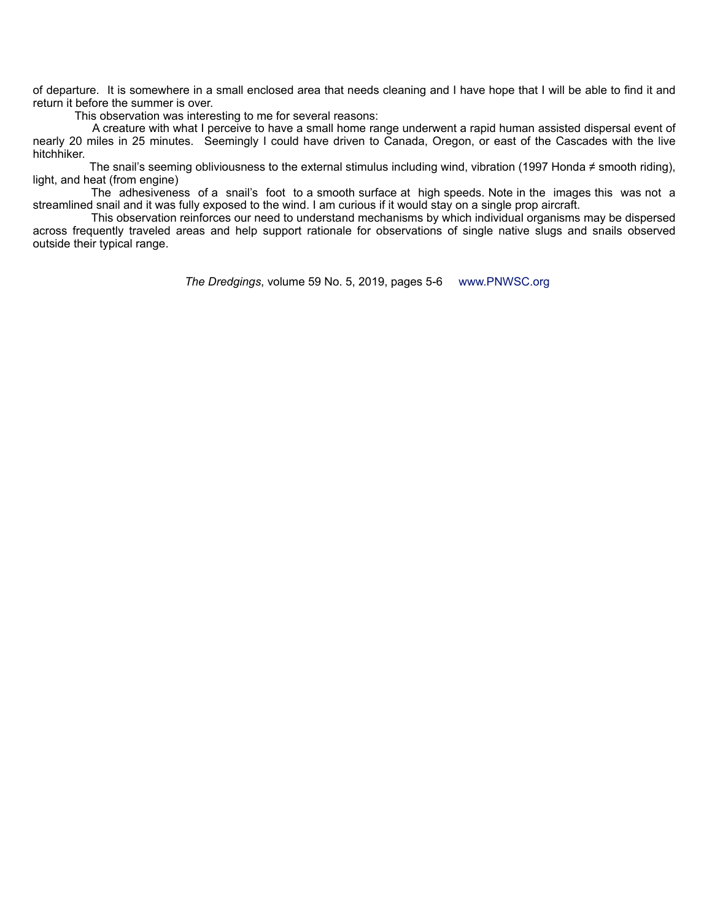of departure. It is somewhere in a small enclosed area that needs cleaning and I have hope that I will be able to find it and return it before the summer is over.

This observation was interesting to me for several reasons:

A creature with what I perceive to have a small home range underwent a rapid human assisted dispersal event of nearly 20 miles in 25 minutes. Seemingly I could have driven to Canada, Oregon, or east of the Cascades with the live hitchhiker.

The snail's seeming obliviousness to the external stimulus including wind, vibration (1997 Honda ≠ smooth riding), light, and heat (from engine)

The adhesiveness of a snail's foot to a smooth surface at high speeds. Note in the images this was not a streamlined snail and it was fully exposed to the wind. I am curious if it would stay on a single prop aircraft.

This observation reinforces our need to understand mechanisms by which individual organisms may be dispersed across frequently traveled areas and help support rationale for observations of single native slugs and snails observed outside their typical range.